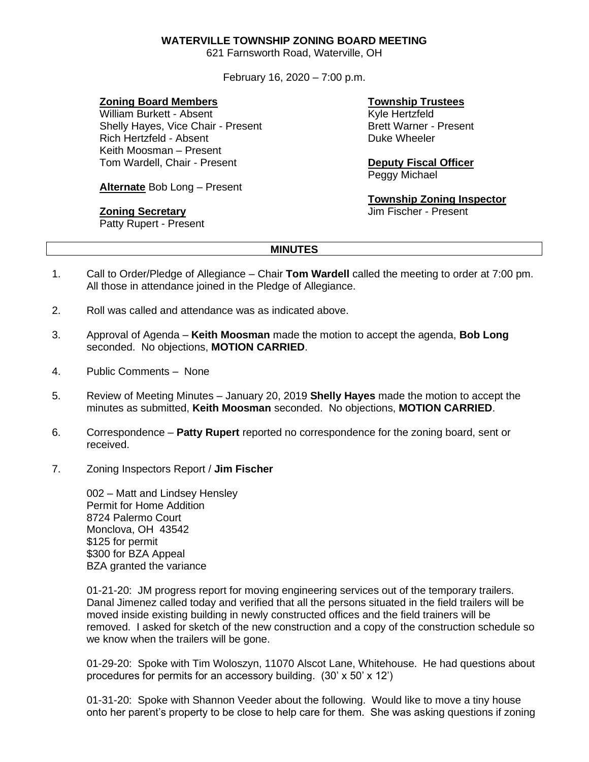# WATERVILLE TOWNSHIP ZONING BOARD MEETING

621 Farnsworth Road, Waterville, OH

February 16, 2020 – 7:00 p.m.

**Zoning Board Members**
William Burkett - Absent
Shelly Hayes, Vice Chair - Present
Rich Hertzfeld - Absent
Keith Moosman – Present
Tom Wardell, Chair - Present

**Alternate** Bob Long – Present

**Zoning Secretary**
Patty Rupert - Present

**Township Trustees**
Kyle Hertzfeld
Brett Warner - Present
Duke Wheeler

**Deputy Fiscal Officer**
Peggy Michael

**Township Zoning Inspector**
Jim Fischer - Present

## MINUTES

1. Call to Order/Pledge of Allegiance – Chair **Tom Wardell** called the meeting to order at 7:00 pm. All those in attendance joined in the Pledge of Allegiance.

2. Roll was called and attendance was as indicated above.

3. Approval of Agenda – **Keith Moosman** made the motion to accept the agenda, **Bob Long** seconded. No objections, **MOTION CARRIED**.

4. Public Comments – None

5. Review of Meeting Minutes – January 20, 2019 **Shelly Hayes** made the motion to accept the minutes as submitted, **Keith Moosman** seconded. No objections, **MOTION CARRIED**.

6. Correspondence – **Patty Rupert** reported no correspondence for the zoning board, sent or received.

7. Zoning Inspectors Report / **Jim Fischer**

   002 – Matt and Lindsey Hensley
   Permit for Home Addition
   8724 Palermo Court
   Monclova, OH 43542
   $125 for permit
   $300 for BZA Appeal
   BZA granted the variance

   01-21-20: JM progress report for moving engineering services out of the temporary trailers. Danal Jimenez called today and verified that all the persons situated in the field trailers will be moved inside existing building in newly constructed offices and the field trainers will be removed. I asked for sketch of the new construction and a copy of the construction schedule so we know when the trailers will be gone.

   01-29-20: Spoke with Tim Woloszyn, 11070 Alscot Lane, Whitehouse. He had questions about procedures for permits for an accessory building. (30' x 50' x 12')

   01-31-20: Spoke with Shannon Veeder about the following. Would like to move a tiny house onto her parent's property to be close to help care for them. She was asking questions if zoning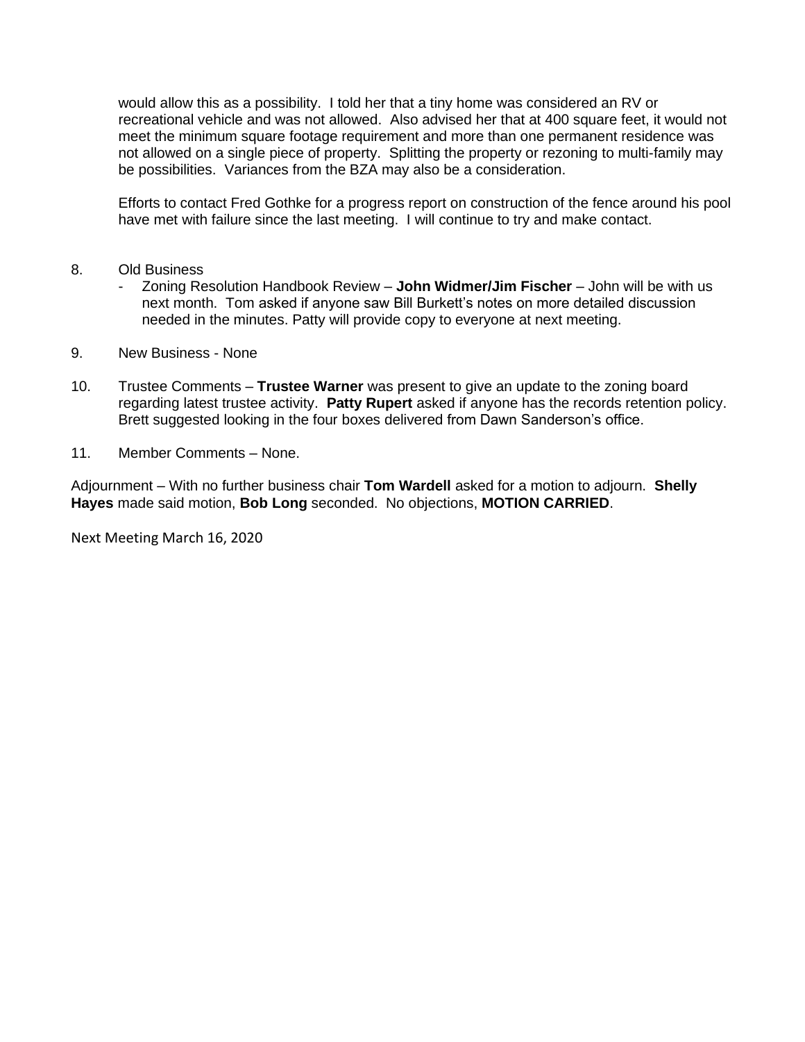would allow this as a possibility. I told her that a tiny home was considered an RV or recreational vehicle and was not allowed. Also advised her that at 400 square feet, it would not meet the minimum square footage requirement and more than one permanent residence was not allowed on a single piece of property. Splitting the property or rezoning to multi-family may be possibilities. Variances from the BZA may also be a consideration.

Efforts to contact Fred Gothke for a progress report on construction of the fence around his pool have met with failure since the last meeting. I will continue to try and make contact.

8. Old Business
   - Zoning Resolution Handbook Review – **John Widmer/Jim Fischer** – John will be with us next month. Tom asked if anyone saw Bill Burkett's notes on more detailed discussion needed in the minutes. Patty will provide copy to everyone at next meeting.

9. New Business - None

10. Trustee Comments – **Trustee Warner** was present to give an update to the zoning board regarding latest trustee activity. **Patty Rupert** asked if anyone has the records retention policy. Brett suggested looking in the four boxes delivered from Dawn Sanderson's office.

11. Member Comments – None.

Adjournment – With no further business chair **Tom Wardell** asked for a motion to adjourn. **Shelly Hayes** made said motion, **Bob Long** seconded. No objections, **MOTION CARRIED**.

Next Meeting March 16, 2020